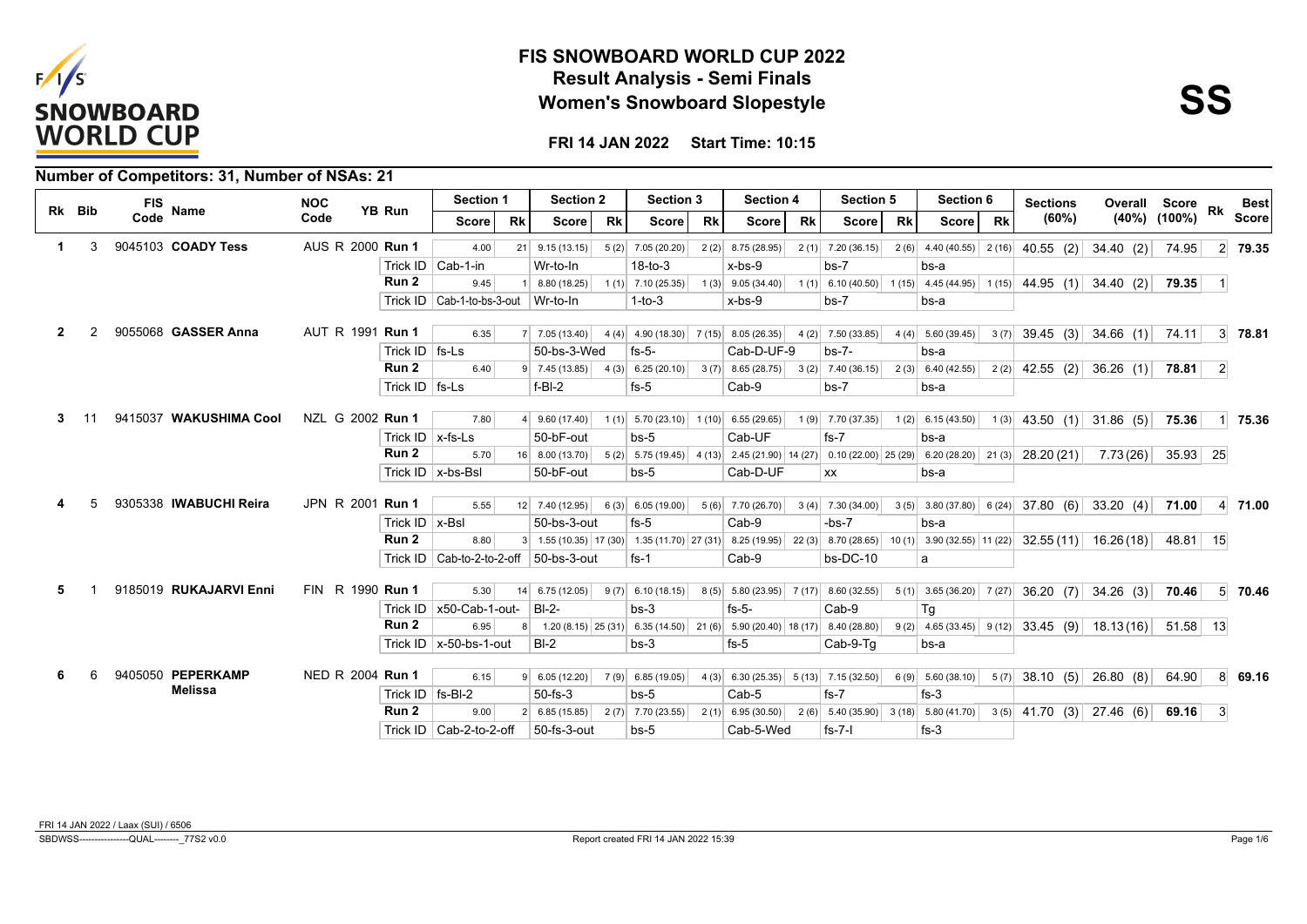# FIS SNOWBOARD WORLD CUP 2022

## Result Analysis - Semi Finals

## Women's Snowboard Slopestyle

**SS**

**FRI 14 JAN 2022 Start Time: 10:15**

### Number of Competitors: 31, Number of NSAs: 21

| Rk | Bib | FIS Code | Name | NOC Code | YB | Run | Section 1 Score | Rk | Section 2 Score | Rk | Section 3 Score | Rk | Section 4 Score | Rk | Section 5 Score | Rk | Section 6 Score | Rk | Sections (60%) | Overall (40%) | Score (100%) | Rk | Best Score |
|---|---|---|---|---|---|---|---|---|---|---|---|---|---|---|---|---|---|---|---|---|---|---|---|
| 1 | 3 | 9045103 | **COADY Tess** | AUS R | 2000 | Run 1 | 4.00 | 21 | 9.15 (13.15) | 5 (2) | 7.05 (20.20) | 2 (2) | 8.75 (28.95) | 2 (1) | 7.20 (36.15) | 2 (6) | 4.40 (40.55) | 2 (16) | 40.55 (2) | 34.40 (2) | 74.95 | 2 | **79.35** |
| | | | | | | Trick ID | Cab-1-in | | Wr-to-In | | 18-to-3 | | x-bs-9 | | bs-7 | | bs-a | | | | | | |
| | | | | | | Run 2 | 9.45 | 1 | 8.80 (18.25) | 1 (1) | 7.10 (25.35) | 1 (3) | 9.05 (34.40) | 1 (1) | 6.10 (40.50) | 1 (15) | 4.45 (44.95) | 1 (15) | 44.95 (1) | 34.40 (2) | **79.35** | 1 | |
| | | | | | | Trick ID | Cab-1-to-bs-3-out | | Wr-to-In | | 1-to-3 | | x-bs-9 | | bs-7 | | bs-a | | | | | | |
| 2 | 2 | 9055068 | **GASSER Anna** | AUT R | 1991 | Run 1 | 6.35 | 7 | 7.05 (13.40) | 4 (4) | 4.90 (18.30) | 7 (15) | 8.05 (26.35) | 4 (2) | 7.50 (33.85) | 4 (4) | 5.60 (39.45) | 3 (7) | 39.45 (3) | 34.66 (1) | 74.11 | 3 | **78.81** |
| | | | | | | Trick ID | fs-Ls | | 50-bs-3-Wed | | fs-5- | | Cab-D-UF-9 | | bs-7- | | bs-a | | | | | | |
| | | | | | | Run 2 | 6.40 | 9 | 7.45 (13.85) | 4 (3) | 6.25 (20.10) | 3 (7) | 8.65 (28.75) | 3 (2) | 7.40 (36.15) | 2 (3) | 6.40 (42.55) | 2 (2) | 42.55 (2) | 36.26 (1) | **78.81** | 2 | |
| | | | | | | Trick ID | fs-Ls | | f-Bl-2 | | fs-5 | | Cab-9 | | bs-7 | | bs-a | | | | | | |
| 3 | 11 | 9415037 | **WAKUSHIMA Cool** | NZL G | 2002 | Run 1 | 7.80 | 4 | 9.60 (17.40) | 1 (1) | 5.70 (23.10) | 1 (10) | 6.55 (29.65) | 1 (9) | 7.70 (37.35) | 1 (2) | 6.15 (43.50) | 1 (3) | 43.50 (1) | 31.86 (5) | **75.36** | 1 | **75.36** |
| | | | | | | Trick ID | x-fs-Ls | | 50-bF-out | | bs-5 | | Cab-UF | | fs-7 | | bs-a | | | | | | |
| | | | | | | Run 2 | 5.70 | 16 | 8.00 (13.70) | 5 (2) | 5.75 (19.45) | 4 (13) | 2.45 (21.90) | 14 (27) | 0.10 (22.00) | 25 (29) | 6.20 (28.20) | 21 (3) | 28.20 (21) | 7.73 (26) | 35.93 | 25 | |
| | | | | | | Trick ID | x-bs-Bsl | | 50-bF-out | | bs-5 | | Cab-D-UF | | xx | | bs-a | | | | | | |
| 4 | 5 | 9305338 | **IWABUCHI Reira** | JPN R | 2001 | Run 1 | 5.55 | 12 | 7.40 (12.95) | 6 (3) | 6.05 (19.00) | 5 (6) | 7.70 (26.70) | 3 (4) | 7.30 (34.00) | 3 (5) | 3.80 (37.80) | 6 (24) | 37.80 (6) | 33.20 (4) | **71.00** | 4 | **71.00** |
| | | | | | | Trick ID | x-Bsl | | 50-bs-3-out | | fs-5 | | Cab-9 | | -bs-7 | | bs-a | | | | | | |
| | | | | | | Run 2 | 8.80 | 3 | 1.55 (10.35) | 17 (30) | 1.35 (11.70) | 27 (31) | 8.25 (19.95) | 22 (3) | 8.70 (28.65) | 10 (1) | 3.90 (32.55) | 11 (22) | 32.55 (11) | 16.26 (18) | 48.81 | 15 | |
| | | | | | | Trick ID | Cab-to-2-to-2-off | | 50-bs-3-out | | fs-1 | | Cab-9 | | bs-DC-10 | | a | | | | | | |
| 5 | 1 | 9185019 | **RUKAJARVI Enni** | FIN R | 1990 | Run 1 | 5.30 | 14 | 6.75 (12.05) | 9 (7) | 6.10 (18.15) | 8 (5) | 5.80 (23.95) | 7 (17) | 8.60 (32.55) | 5 (1) | 3.65 (36.20) | 7 (27) | 36.20 (7) | 34.26 (3) | **70.46** | 5 | **70.46** |
| | | | | | | Trick ID | x50-Cab-1-out- | | Bl-2- | | bs-3 | | fs-5- | | Cab-9 | | Tg | | | | | | |
| | | | | | | Run 2 | 6.95 | 8 | 1.20 (8.15) | 25 (31) | 6.35 (14.50) | 21 (6) | 5.90 (20.40) | 18 (17) | 8.40 (28.80) | 9 (2) | 4.65 (33.45) | 9 (12) | 33.45 (9) | 18.13 (16) | 51.58 | 13 | |
| | | | | | | Trick ID | x-50-bs-1-out | | Bl-2 | | bs-3 | | fs-5 | | Cab-9-Tg | | bs-a | | | | | | |
| 6 | 6 | 9405050 | **PEPERKAMP Melissa** | NED R | 2004 | Run 1 | 6.15 | 9 | 6.05 (12.20) | 7 (9) | 6.85 (19.05) | 4 (3) | 6.30 (25.35) | 5 (13) | 7.15 (32.50) | 6 (9) | 5.60 (38.10) | 5 (7) | 38.10 (5) | 26.80 (8) | 64.90 | 8 | **69.16** |
| | | | | | | Trick ID | fs-Bl-2 | | 50-fs-3 | | bs-5 | | Cab-5 | | fs-7 | | fs-3 | | | | | | |
| | | | | | | Run 2 | 9.00 | 2 | 6.85 (15.85) | 2 (7) | 7.70 (23.55) | 2 (1) | 6.95 (30.50) | 2 (6) | 5.40 (35.90) | 3 (18) | 5.80 (41.70) | 3 (5) | 41.70 (3) | 27.46 (6) | **69.16** | 3 | |
| | | | | | | Trick ID | Cab-2-to-2-off | | 50-fs-3-out | | bs-5 | | Cab-5-Wed | | fs-7-l | | fs-3 | | | | | | |

FRI 14 JAN 2022 / Laax (SUI) / 6506

SBDWSS----------------QUAL--------_77S2 v0.0

Report created FRI 14 JAN 2022 15:39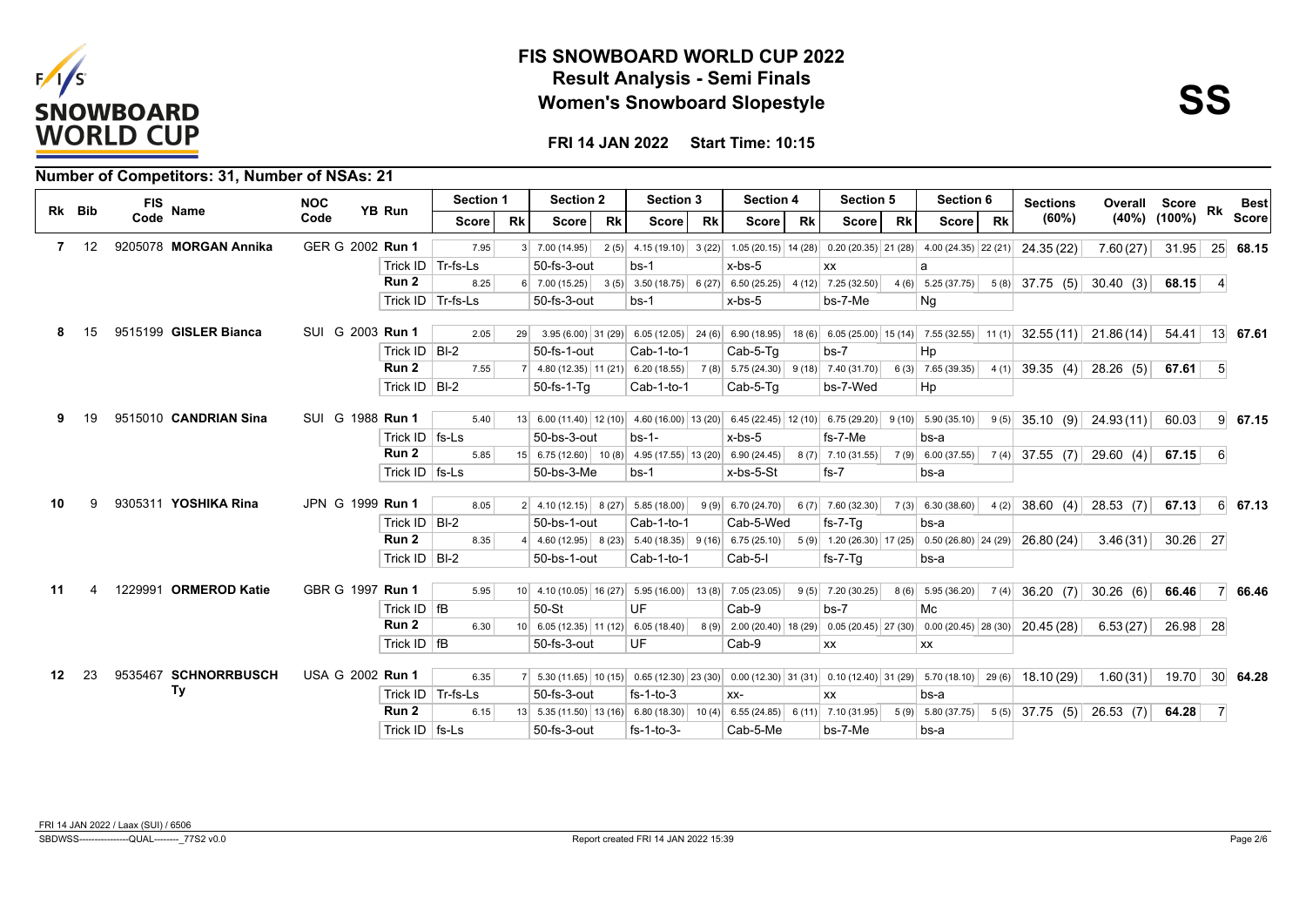# FIS SNOWBOARD WORLD CUP 2022

## Result Analysis - Semi Finals

## Women's Snowboard Slopestyle

**SS**

**FRI 14 JAN 2022 Start Time: 10:15**

### Number of Competitors: 31, Number of NSAs: 21

| Rk | Bib | FIS Code | Name | NOC Code | YB | Run | Section 1 Score | Section 1 Rk | Section 2 Score | Section 2 Rk | Section 3 Score | Section 3 Rk | Section 4 Score | Section 4 Rk | Section 5 Score | Section 5 Rk | Section 6 Score | Section 6 Rk | Sections (60%) | Overall (40%) | Score (100%) | Rk | Best Score |
|---|---|---|---|---|---|---|---|---|---|---|---|---|---|---|---|---|---|---|---|---|---|---|---|
| 7 | 12 | 9205078 | **MORGAN Annika** | GER | G 2002 | **Run 1** | 7.95 | 3 | 7.00 (14.95) | 2 (5) | 4.15 (19.10) | 3 (22) | 1.05 (20.15) | 14 (28) | 0.20 (20.35) | 21 (28) | 4.00 (24.35) | 22 (21) | 24.35 (22) | 7.60 (27) | 31.95 | 25 | **68.15** |
| | | | | | | Trick ID | Tr-fs-Ls | | 50-fs-3-out | | bs-1 | | x-bs-5 | | xx | | a | | | | | | |
| | | | | | | **Run 2** | 8.25 | 6 | 7.00 (15.25) | 3 (5) | 3.50 (18.75) | 6 (27) | 6.50 (25.25) | 4 (12) | 7.25 (32.50) | 4 (6) | 5.25 (37.75) | 5 (8) | 37.75 (5) | 30.40 (3) | **68.15** | 4 | |
| | | | | | | Trick ID | Tr-fs-Ls | | 50-fs-3-out | | bs-1 | | x-bs-5 | | bs-7-Me | | Ng | | | | | | |
| 8 | 15 | 9515199 | **GISLER Bianca** | SUI | G 2003 | **Run 1** | 2.05 | 29 | 3.95 (6.00) | 31 (29) | 6.05 (12.05) | 24 (6) | 6.90 (18.95) | 18 (6) | 6.05 (25.00) | 15 (14) | 7.55 (32.55) | 11 (1) | 32.55 (11) | 21.86 (14) | 54.41 | 13 | **67.61** |
| | | | | | | Trick ID | Bl-2 | | 50-fs-1-out | | Cab-1-to-1 | | Cab-5-Tg | | bs-7 | | Hp | | | | | | |
| | | | | | | **Run 2** | 7.55 | 7 | 4.80 (12.35) | 11 (21) | 6.20 (18.55) | 7 (8) | 5.75 (24.30) | 9 (18) | 7.40 (31.70) | 6 (3) | 7.65 (39.35) | 4 (1) | 39.35 (4) | 28.26 (5) | **67.61** | 5 | |
| | | | | | | Trick ID | Bl-2 | | 50-fs-1-Tg | | Cab-1-to-1 | | Cab-5-Tg | | bs-7-Wed | | Hp | | | | | | |
| 9 | 19 | 9515010 | **CANDRIAN Sina** | SUI | G 1988 | **Run 1** | 5.40 | 13 | 6.00 (11.40) | 12 (10) | 4.60 (16.00) | 13 (20) | 6.45 (22.45) | 12 (10) | 6.75 (29.20) | 9 (10) | 5.90 (35.10) | 9 (5) | 35.10 (9) | 24.93 (11) | 60.03 | 9 | **67.15** |
| | | | | | | Trick ID | fs-Ls | | 50-bs-3-out | | bs-1- | | x-bs-5 | | fs-7-Me | | bs-a | | | | | | |
| | | | | | | **Run 2** | 5.85 | 15 | 6.75 (12.60) | 10 (8) | 4.95 (17.55) | 13 (20) | 6.90 (24.45) | 8 (7) | 7.10 (31.55) | 7 (9) | 6.00 (37.55) | 7 (4) | 37.55 (7) | 29.60 (4) | **67.15** | 6 | |
| | | | | | | Trick ID | fs-Ls | | 50-bs-3-Me | | bs-1 | | x-bs-5-St | | fs-7 | | bs-a | | | | | | |
| 10 | 9 | 9305311 | **YOSHIKA Rina** | JPN | G 1999 | **Run 1** | 8.05 | 2 | 4.10 (12.15) | 8 (27) | 5.85 (18.00) | 9 (9) | 6.70 (24.70) | 6 (7) | 7.60 (32.30) | 7 (3) | 6.30 (38.60) | 4 (2) | 38.60 (4) | 28.53 (7) | **67.13** | 6 | **67.13** |
| | | | | | | Trick ID | Bl-2 | | 50-bs-1-out | | Cab-1-to-1 | | Cab-5-Wed | | fs-7-Tg | | bs-a | | | | | | |
| | | | | | | **Run 2** | 8.35 | 4 | 4.60 (12.95) | 8 (23) | 5.40 (18.35) | 9 (16) | 6.75 (25.10) | 5 (9) | 1.20 (26.30) | 17 (25) | 0.50 (26.80) | 24 (29) | 26.80 (24) | 3.46 (31) | 30.26 | 27 | |
| | | | | | | Trick ID | Bl-2 | | 50-bs-1-out | | Cab-1-to-1 | | Cab-5-I | | fs-7-Tg | | bs-a | | | | | | |
| 11 | 4 | 1229991 | **ORMEROD Katie** | GBR | G 1997 | **Run 1** | 5.95 | 10 | 4.10 (10.05) | 16 (27) | 5.95 (16.00) | 13 (8) | 7.05 (23.05) | 9 (5) | 7.20 (30.25) | 8 (6) | 5.95 (36.20) | 7 (4) | 36.20 (7) | 30.26 (6) | **66.46** | 7 | **66.46** |
| | | | | | | Trick ID | fB | | 50-St | | UF | | Cab-9 | | bs-7 | | Mc | | | | | | |
| | | | | | | **Run 2** | 6.30 | 10 | 6.05 (12.35) | 11 (12) | 6.05 (18.40) | 8 (9) | 2.00 (20.40) | 18 (29) | 0.05 (20.45) | 27 (30) | 0.00 (20.45) | 28 (30) | 20.45 (28) | 6.53 (27) | 26.98 | 28 | |
| | | | | | | Trick ID | fB | | 50-fs-3-out | | UF | | Cab-9 | | xx | | xx | | | | | | |
| 12 | 23 | 9535467 | **SCHNORRBUSCH Ty** | USA | G 2002 | **Run 1** | 6.35 | 7 | 5.30 (11.65) | 10 (15) | 0.65 (12.30) | 23 (30) | 0.00 (12.30) | 31 (31) | 0.10 (12.40) | 31 (29) | 5.70 (18.10) | 29 (6) | 18.10 (29) | 1.60 (31) | 19.70 | 30 | **64.28** |
| | | | | | | Trick ID | Tr-fs-Ls | | 50-fs-3-out | | fs-1-to-3 | | xx- | | xx | | bs-a | | | | | | |
| | | | | | | **Run 2** | 6.15 | 13 | 5.35 (11.50) | 13 (16) | 6.80 (18.30) | 10 (4) | 6.55 (24.85) | 6 (11) | 7.10 (31.95) | 5 (9) | 5.80 (37.75) | 5 (5) | 37.75 (5) | 26.53 (7) | **64.28** | 7 | |
| | | | | | | Trick ID | fs-Ls | | 50-fs-3-out | | fs-1-to-3- | | Cab-5-Me | | bs-7-Me | | bs-a | | | | | | |

FRI 14 JAN 2022 / Laax (SUI) / 6506

SBDWSS----------------QUAL--------_77S2 v0.0 Report created FRI 14 JAN 2022 15:39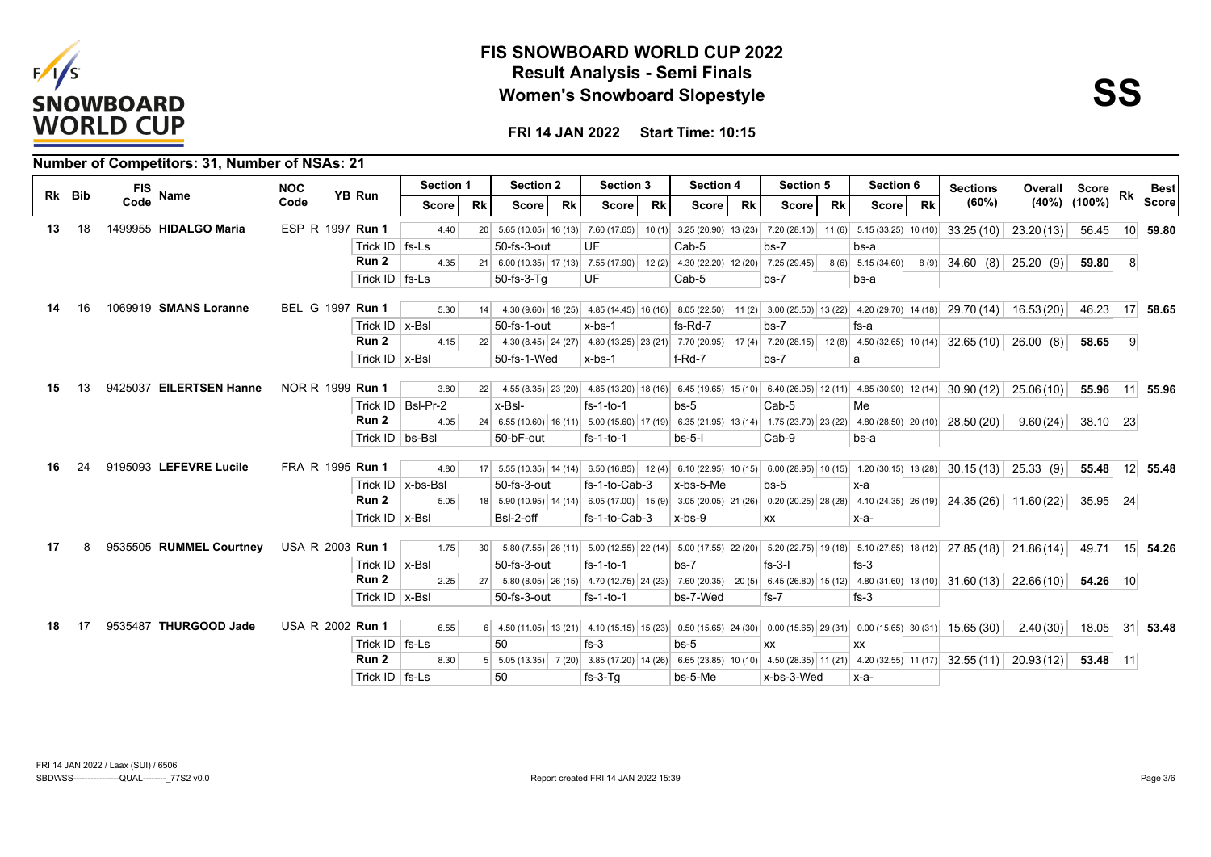# FIS SNOWBOARD WORLD CUP 2022

## Result Analysis - Semi Finals

## Women's Snowboard Slopestyle

**SS**

**FRI 14 JAN 2022 Start Time: 10:15**

### Number of Competitors: 31, Number of NSAs: 21

| Rk | Bib | FIS Code | Name | NOC Code | YB | Run | Section 1 Score | Rk | Section 2 Score | Rk | Section 3 Score | Rk | Section 4 Score | Rk | Section 5 Score | Rk | Section 6 Score | Rk | Sections (60%) | Overall (40%) | Score (100%) | Rk | Best Score |
|---|---|---|---|---|---|---|---|---|---|---|---|---|---|---|---|---|---|---|---|---|---|---|---|
| 13 | 18 | 1499955 | **HIDALGO Maria** | ESP | R 1997 | **Run 1** | 4.40 | 20 | 5.65 (10.05) | 16 (13) | 7.60 (17.65) | 10 (1) | 3.25 (20.90) | 13 (23) | 7.20 (28.10) | 11 (6) | 5.15 (33.25) | 10 (10) | 33.25 (10) | 23.20 (13) | 56.45 | 10 | **59.80** |
| | | | | | | Trick ID | fs-Ls | | 50-fs-3-out | | UF | | Cab-5 | | bs-7 | | bs-a | | | | | | |
| | | | | | | **Run 2** | 4.35 | 21 | 6.00 (10.35) | 17 (13) | 7.55 (17.90) | 12 (2) | 4.30 (22.20) | 12 (20) | 7.25 (29.45) | 8 (6) | 5.15 (34.60) | 8 (9) | 34.60 (8) | 25.20 (9) | **59.80** | 8 | |
| | | | | | | Trick ID | fs-Ls | | 50-fs-3-Tg | | UF | | Cab-5 | | bs-7 | | bs-a | | | | | | |
| 14 | 16 | 1069919 | **SMANS Loranne** | BEL | G 1997 | **Run 1** | 5.30 | 14 | 4.30 (9.60) | 18 (25) | 4.85 (14.45) | 16 (16) | 8.05 (22.50) | 11 (2) | 3.00 (25.50) | 13 (22) | 4.20 (29.70) | 14 (18) | 29.70 (14) | 16.53 (20) | 46.23 | 17 | **58.65** |
| | | | | | | Trick ID | x-Bsl | | 50-fs-1-out | | x-bs-1 | | fs-Rd-7 | | bs-7 | | fs-a | | | | | | |
| | | | | | | **Run 2** | 4.15 | 22 | 4.30 (8.45) | 24 (27) | 4.80 (13.25) | 23 (21) | 7.70 (20.95) | 17 (4) | 7.20 (28.15) | 12 (8) | 4.50 (32.65) | 10 (14) | 32.65 (10) | 26.00 (8) | **58.65** | 9 | |
| | | | | | | Trick ID | x-Bsl | | 50-fs-1-Wed | | x-bs-1 | | f-Rd-7 | | bs-7 | | a | | | | | | |
| 15 | 13 | 9425037 | **EILERTSEN Hanne** | NOR | R 1999 | **Run 1** | 3.80 | 22 | 4.55 (8.35) | 23 (20) | 4.85 (13.20) | 18 (16) | 6.45 (19.65) | 15 (10) | 6.40 (26.05) | 12 (11) | 4.85 (30.90) | 12 (14) | 30.90 (12) | 25.06 (10) | **55.96** | 11 | **55.96** |
| | | | | | | Trick ID | Bsl-Pr-2 | | x-Bsl- | | fs-1-to-1 | | bs-5 | | Cab-5 | | Me | | | | | | |
| | | | | | | **Run 2** | 4.05 | 24 | 6.55 (10.60) | 16 (11) | 5.00 (15.60) | 17 (19) | 6.35 (21.95) | 13 (14) | 1.75 (23.70) | 23 (22) | 4.80 (28.50) | 20 (10) | 28.50 (20) | 9.60 (24) | 38.10 | 23 | |
| | | | | | | Trick ID | bs-Bsl | | 50-bF-out | | fs-1-to-1 | | bs-5-I | | Cab-9 | | bs-a | | | | | | |
| 16 | 24 | 9195093 | **LEFEVRE Lucile** | FRA | R 1995 | **Run 1** | 4.80 | 17 | 5.55 (10.35) | 14 (14) | 6.50 (16.85) | 12 (4) | 6.10 (22.95) | 10 (15) | 6.00 (28.95) | 10 (15) | 1.20 (30.15) | 13 (28) | 30.15 (13) | 25.33 (9) | **55.48** | 12 | **55.48** |
| | | | | | | Trick ID | x-bs-Bsl | | 50-fs-3-out | | fs-1-to-Cab-3 | | x-bs-5-Me | | bs-5 | | x-a | | | | | | |
| | | | | | | **Run 2** | 5.05 | 18 | 5.90 (10.95) | 14 (14) | 6.05 (17.00) | 15 (9) | 3.05 (20.05) | 21 (26) | 0.20 (20.25) | 28 (28) | 4.10 (24.35) | 26 (19) | 24.35 (26) | 11.60 (22) | 35.95 | 24 | |
| | | | | | | Trick ID | x-Bsl | | Bsl-2-off | | fs-1-to-Cab-3 | | x-bs-9 | | xx | | x-a- | | | | | | |
| 17 | 8 | 9535505 | **RUMMEL Courtney** | USA | R 2003 | **Run 1** | 1.75 | 30 | 5.80 (7.55) | 26 (11) | 5.00 (12.55) | 22 (14) | 5.00 (17.55) | 22 (20) | 5.20 (22.75) | 19 (18) | 5.10 (27.85) | 18 (12) | 27.85 (18) | 21.86 (14) | 49.71 | 15 | **54.26** |
| | | | | | | Trick ID | x-Bsl | | 50-fs-3-out | | fs-1-to-1 | | bs-7 | | fs-3-I | | fs-3 | | | | | | |
| | | | | | | **Run 2** | 2.25 | 27 | 5.80 (8.05) | 26 (15) | 4.70 (12.75) | 24 (23) | 7.60 (20.35) | 20 (5) | 6.45 (26.80) | 15 (12) | 4.80 (31.60) | 13 (10) | 31.60 (13) | 22.66 (10) | **54.26** | 10 | |
| | | | | | | Trick ID | x-Bsl | | 50-fs-3-out | | fs-1-to-1 | | bs-7-Wed | | fs-7 | | fs-3 | | | | | | |
| 18 | 17 | 9535487 | **THURGOOD Jade** | USA | R 2002 | **Run 1** | 6.55 | 6 | 4.50 (11.05) | 13 (21) | 4.10 (15.15) | 15 (23) | 0.50 (15.65) | 24 (30) | 0.00 (15.65) | 29 (31) | 0.00 (15.65) | 30 (31) | 15.65 (30) | 2.40 (30) | 18.05 | 31 | **53.48** |
| | | | | | | Trick ID | fs-Ls | | 50 | | fs-3 | | bs-5 | | xx | | xx | | | | | | |
| | | | | | | **Run 2** | 8.30 | 5 | 5.05 (13.35) | 7 (20) | 3.85 (17.20) | 14 (26) | 6.65 (23.85) | 10 (10) | 4.50 (28.35) | 11 (21) | 4.20 (32.55) | 11 (17) | 32.55 (11) | 20.93 (12) | **53.48** | 11 | |
| | | | | | | Trick ID | fs-Ls | | 50 | | fs-3-Tg | | bs-5-Me | | x-bs-3-Wed | | x-a- | | | | | | |

FRI 14 JAN 2022 / Laax (SUI) / 6506

SBDWSS----------------QUAL--------_77S2 v0.0 Report created FRI 14 JAN 2022 15:39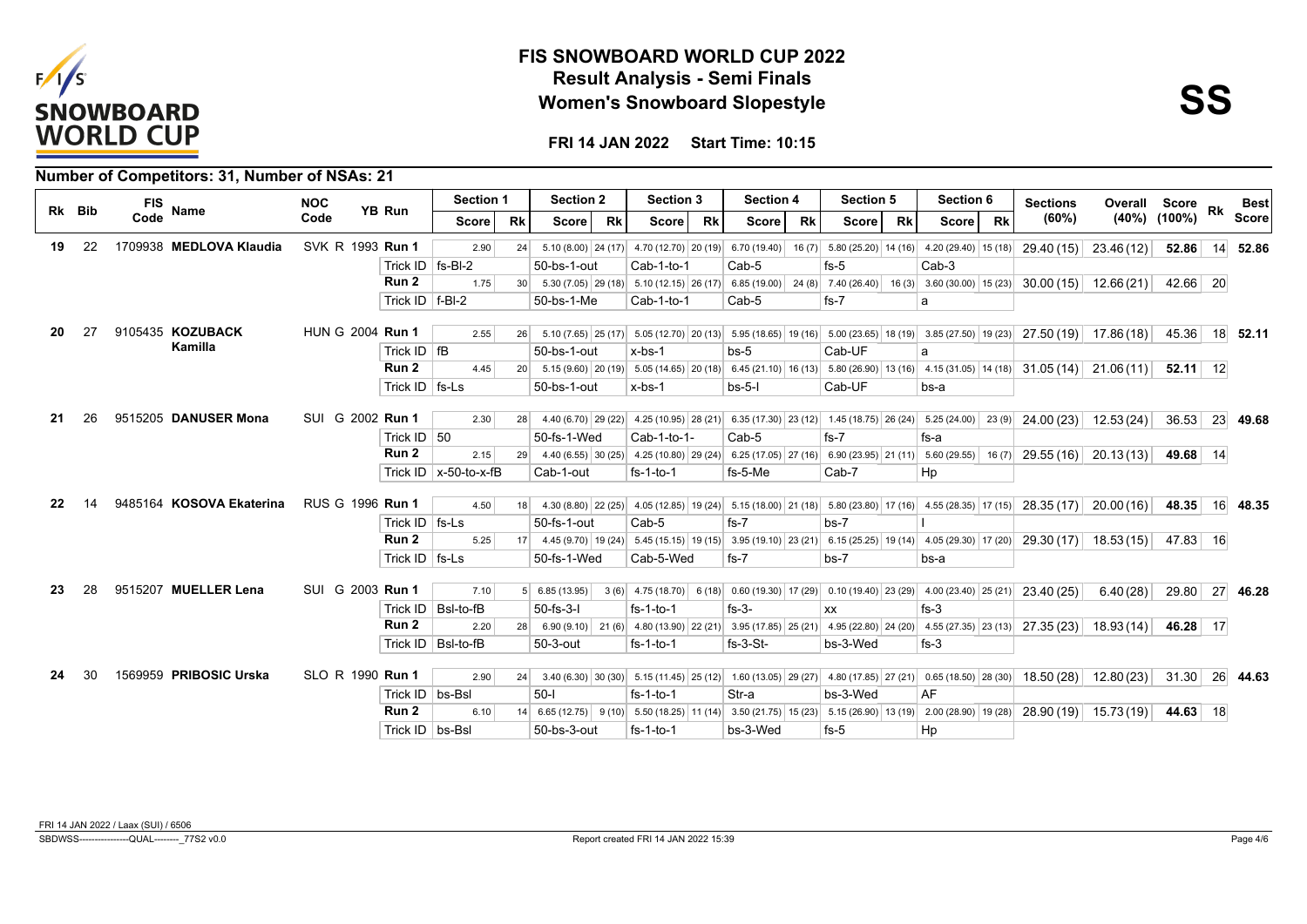# FIS SNOWBOARD WORLD CUP 2022

## Result Analysis - Semi Finals

## Women's Snowboard Slopestyle

**SS**

**FRI 14 JAN 2022 Start Time: 10:15**

### Number of Competitors: 31, Number of NSAs: 21

| Rk | Bib | FIS Code | Name | NOC Code | YB | Run | Section 1 Score | Rk | Section 2 Score | Rk | Section 3 Score | Rk | Section 4 Score | Rk | Section 5 Score | Rk | Section 6 Score | Rk | Sections (60%) | Overall (40%) | Score (100%) | Rk | Best Score |
|---|---|---|---|---|---|---|---|---|---|---|---|---|---|---|---|---|---|---|---|---|---|---|---|
| 19 | 22 | 1709938 | **MEDLOVA Klaudia** | SVK | R 1993 | **Run 1** | 2.90 | 24 | 5.10 (8.00) | 24 (17) | 4.70 (12.70) | 20 (19) | 6.70 (19.40) | 16 (7) | 5.80 (25.20) | 14 (16) | 4.20 (29.40) | 15 (18) | 29.40 (15) | 23.46 (12) | **52.86** | 14 | **52.86** |
| | | | | | | Trick ID | fs-Bl-2 | | 50-bs-1-out | | Cab-1-to-1 | | Cab-5 | | fs-5 | | Cab-3 | | | | | | |
| | | | | | | **Run 2** | 1.75 | 30 | 5.30 (7.05) | 29 (18) | 5.10 (12.15) | 26 (17) | 6.85 (19.00) | 24 (8) | 7.40 (26.40) | 16 (3) | 3.60 (30.00) | 15 (23) | 30.00 (15) | 12.66 (21) | 42.66 | 20 | |
| | | | | | | Trick ID | f-Bl-2 | | 50-bs-1-Me | | Cab-1-to-1 | | Cab-5 | | fs-7 | | a | | | | | | |
| 20 | 27 | 9105435 | **KOZUBACK Kamilla** | HUN | G 2004 | **Run 1** | 2.55 | 26 | 5.10 (7.65) | 25 (17) | 5.05 (12.70) | 20 (13) | 5.95 (18.65) | 19 (16) | 5.00 (23.65) | 18 (19) | 3.85 (27.50) | 19 (23) | 27.50 (19) | 17.86 (18) | 45.36 | 18 | **52.11** |
| | | | | | | Trick ID | fB | | 50-bs-1-out | | x-bs-1 | | bs-5 | | Cab-UF | | a | | | | | | |
| | | | | | | **Run 2** | 4.45 | 20 | 5.15 (9.60) | 20 (19) | 5.05 (14.65) | 20 (18) | 6.45 (21.10) | 16 (13) | 5.80 (26.90) | 13 (16) | 4.15 (31.05) | 14 (18) | 31.05 (14) | 21.06 (11) | **52.11** | 12 | |
| | | | | | | Trick ID | fs-Ls | | 50-bs-1-out | | x-bs-1 | | bs-5-l | | Cab-UF | | bs-a | | | | | | |
| 21 | 26 | 9515205 | **DANUSER Mona** | SUI | G 2002 | **Run 1** | 2.30 | 28 | 4.40 (6.70) | 29 (22) | 4.25 (10.95) | 28 (21) | 6.35 (17.30) | 23 (12) | 1.45 (18.75) | 26 (24) | 5.25 (24.00) | 23 (9) | 24.00 (23) | 12.53 (24) | 36.53 | 23 | **49.68** |
| | | | | | | Trick ID | 50 | | 50-fs-1-Wed | | Cab-1-to-1- | | Cab-5 | | fs-7 | | fs-a | | | | | | |
| | | | | | | **Run 2** | 2.15 | 29 | 4.40 (6.55) | 30 (25) | 4.25 (10.80) | 29 (24) | 6.25 (17.05) | 27 (16) | 6.90 (23.95) | 21 (11) | 5.60 (29.55) | 16 (7) | 29.55 (16) | 20.13 (13) | **49.68** | 14 | |
| | | | | | | Trick ID | x-50-to-x-fB | | Cab-1-out | | fs-1-to-1 | | fs-5-Me | | Cab-7 | | Hp | | | | | | |
| 22 | 14 | 9485164 | **KOSOVA Ekaterina** | RUS | G 1996 | **Run 1** | 4.50 | 18 | 4.30 (8.80) | 22 (25) | 4.05 (12.85) | 19 (24) | 5.15 (18.00) | 21 (18) | 5.80 (23.80) | 17 (16) | 4.55 (28.35) | 17 (15) | 28.35 (17) | 20.00 (16) | **48.35** | 16 | **48.35** |
| | | | | | | Trick ID | fs-Ls | | 50-fs-1-out | | Cab-5 | | fs-7 | | bs-7 | | l | | | | | | |
| | | | | | | **Run 2** | 5.25 | 17 | 4.45 (9.70) | 19 (24) | 5.45 (15.15) | 19 (15) | 3.95 (19.10) | 23 (21) | 6.15 (25.25) | 19 (14) | 4.05 (29.30) | 17 (20) | 29.30 (17) | 18.53 (15) | 47.83 | 16 | |
| | | | | | | Trick ID | fs-Ls | | 50-fs-1-Wed | | Cab-5-Wed | | fs-7 | | bs-7 | | bs-a | | | | | | |
| 23 | 28 | 9515207 | **MUELLER Lena** | SUI | G 2003 | **Run 1** | 7.10 | 5 | 6.85 (13.95) | 3 (6) | 4.75 (18.70) | 6 (18) | 0.60 (19.30) | 17 (29) | 0.10 (19.40) | 23 (29) | 4.00 (23.40) | 25 (21) | 23.40 (25) | 6.40 (28) | 29.80 | 27 | **46.28** |
| | | | | | | Trick ID | Bsl-to-fB | | 50-fs-3-l | | fs-1-to-1 | | fs-3- | | xx | | fs-3 | | | | | | |
| | | | | | | **Run 2** | 2.20 | 28 | 6.90 (9.10) | 21 (6) | 4.80 (13.90) | 22 (21) | 3.95 (17.85) | 25 (21) | 4.95 (22.80) | 24 (20) | 4.55 (27.35) | 23 (13) | 27.35 (23) | 18.93 (14) | **46.28** | 17 | |
| | | | | | | Trick ID | Bsl-to-fB | | 50-3-out | | fs-1-to-1 | | fs-3-St- | | bs-3-Wed | | fs-3 | | | | | | |
| 24 | 30 | 1569959 | **PRIBOSIC Urska** | SLO | R 1990 | **Run 1** | 2.90 | 24 | 3.40 (6.30) | 30 (30) | 5.15 (11.45) | 25 (12) | 1.60 (13.05) | 29 (27) | 4.80 (17.85) | 27 (21) | 0.65 (18.50) | 28 (30) | 18.50 (28) | 12.80 (23) | 31.30 | 26 | **44.63** |
| | | | | | | Trick ID | bs-Bsl | | 50-l | | fs-1-to-1 | | Str-a | | bs-3-Wed | | AF | | | | | | |
| | | | | | | **Run 2** | 6.10 | 14 | 6.65 (12.75) | 9 (10) | 5.50 (18.25) | 11 (14) | 3.50 (21.75) | 15 (23) | 5.15 (26.90) | 13 (19) | 2.00 (28.90) | 19 (28) | 28.90 (19) | 15.73 (19) | **44.63** | 18 | |
| | | | | | | Trick ID | bs-Bsl | | 50-bs-3-out | | fs-1-to-1 | | bs-3-Wed | | fs-5 | | Hp | | | | | | |

FRI 14 JAN 2022 / Laax (SUI) / 6506

SBDWSS----------------QUAL--------_77S2 v0.0 Report created FRI 14 JAN 2022 15:39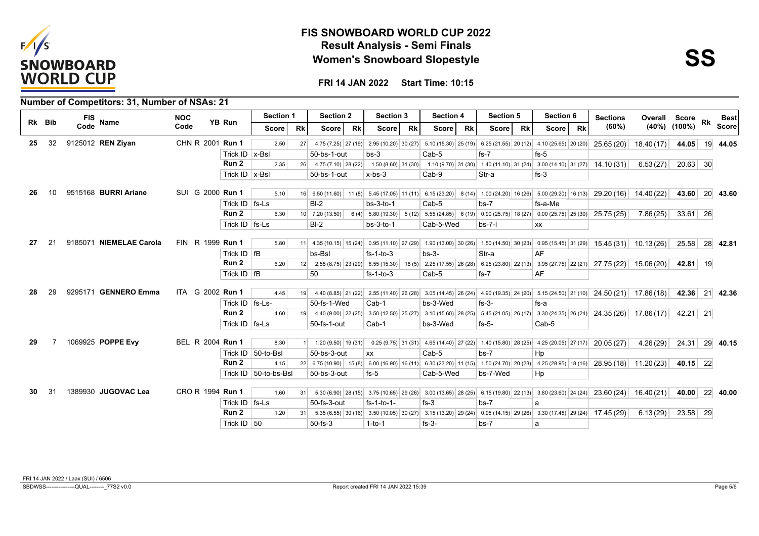# FIS SNOWBOARD WORLD CUP 2022

## Result Analysis - Semi Finals

## Women's Snowboard Slopestyle

**SS**

**FRI 14 JAN 2022 Start Time: 10:15**

### Number of Competitors: 31, Number of NSAs: 21

| Rk | Bib | FIS Code | Name | NOC Code | YB | Run | Section 1 Score | Rk | Section 2 Score | Rk | Section 3 Score | Rk | Section 4 Score | Rk | Section 5 Score | Rk | Section 6 Score | Rk | Sections (60%) | Overall (40%) | Score (100%) | Rk | Best Score |
|---|---|---|---|---|---|---|---|---|---|---|---|---|---|---|---|---|---|---|---|---|---|---|---|
| 25 | 32 | 9125012 | **REN Ziyan** | CHN R | 2001 | **Run 1** | 2.50 | 27 | 4.75 (7.25) | 27 (19) | 2.95 (10.20) | 30 (27) | 5.10 (15.30) | 25 (19) | 6.25 (21.55) | 20 (12) | 4.10 (25.65) | 20 (20) | 25.65 (20) | 18.40 (17) | **44.05** | 19 | **44.05** |
| | | | | | | Trick ID | x-Bsl | | 50-bs-1-out | | bs-3 | | Cab-5 | | fs-7 | | fs-5 | | | | | | |
| | | | | | | **Run 2** | 2.35 | 26 | 4.75 (7.10) | 28 (22) | 1.50 (8.60) | 31 (30) | 1.10 (9.70) | 31 (30) | 1.40 (11.10) | 31 (24) | 3.00 (14.10) | 31 (27) | 14.10 (31) | 6.53 (27) | 20.63 | 30 | |
| | | | | | | Trick ID | x-Bsl | | 50-bs-1-out | | x-bs-3 | | Cab-9 | | Str-a | | fs-3 | | | | | | |
| 26 | 10 | 9515168 | **BURRI Ariane** | SUI G | 2000 | **Run 1** | 5.10 | 16 | 6.50 (11.60) | 11 (8) | 5.45 (17.05) | 11 (11) | 6.15 (23.20) | 8 (14) | 1.00 (24.20) | 16 (26) | 5.00 (29.20) | 16 (13) | 29.20 (16) | 14.40 (22) | **43.60** | 20 | **43.60** |
| | | | | | | Trick ID | fs-Ls | | Bl-2 | | bs-3-to-1 | | Cab-5 | | bs-7 | | fs-a-Me | | | | | | |
| | | | | | | **Run 2** | 6.30 | 10 | 7.20 (13.50) | 6 (4) | 5.80 (19.30) | 5 (12) | 5.55 (24.85) | 6 (19) | 0.90 (25.75) | 18 (27) | 0.00 (25.75) | 25 (30) | 25.75 (25) | 7.86 (25) | 33.61 | 26 | |
| | | | | | | Trick ID | fs-Ls | | Bl-2 | | bs-3-to-1 | | Cab-5-Wed | | bs-7-l | | xx | | | | | | |
| 27 | 21 | 9185071 | **NIEMELAE Carola** | FIN R | 1999 | **Run 1** | 5.80 | 11 | 4.35 (10.15) | 15 (24) | 0.95 (11.10) | 27 (29) | 1.90 (13.00) | 30 (26) | 1.50 (14.50) | 30 (23) | 0.95 (15.45) | 31 (29) | 15.45 (31) | 10.13 (26) | 25.58 | 28 | **42.81** |
| | | | | | | Trick ID | fB | | bs-Bsl | | fs-1-to-3 | | bs-3- | | Str-a | | AF | | | | | | |
| | | | | | | **Run 2** | 6.20 | 12 | 2.55 (8.75) | 23 (29) | 6.55 (15.30) | 18 (5) | 2.25 (17.55) | 26 (28) | 6.25 (23.80) | 22 (13) | 3.95 (27.75) | 22 (21) | 27.75 (22) | 15.06 (20) | **42.81** | 19 | |
| | | | | | | Trick ID | fB | | 50 | | fs-1-to-3 | | Cab-5 | | fs-7 | | AF | | | | | | |
| 28 | 29 | 9295171 | **GENNERO Emma** | ITA G | 2002 | **Run 1** | 4.45 | 19 | 4.40 (8.85) | 21 (22) | 2.55 (11.40) | 26 (28) | 3.05 (14.45) | 26 (24) | 4.90 (19.35) | 24 (20) | 5.15 (24.50) | 21 (10) | 24.50 (21) | 17.86 (18) | **42.36** | 21 | **42.36** |
| | | | | | | Trick ID | fs-Ls- | | 50-fs-1-Wed | | Cab-1 | | bs-3-Wed | | fs-3- | | fs-a | | | | | | |
| | | | | | | **Run 2** | 4.60 | 19 | 4.40 (9.00) | 22 (25) | 3.50 (12.50) | 25 (27) | 3.10 (15.60) | 28 (25) | 5.45 (21.05) | 26 (17) | 3.30 (24.35) | 26 (24) | 24.35 (26) | 17.86 (17) | 42.21 | 21 | |
| | | | | | | Trick ID | fs-Ls | | 50-fs-1-out | | Cab-1 | | bs-3-Wed | | fs-5- | | Cab-5 | | | | | | |
| 29 | 7 | 1069925 | **POPPE Evy** | BEL R | 2004 | **Run 1** | 8.30 | 1 | 1.20 (9.50) | 19 (31) | 0.25 (9.75) | 31 (31) | 4.65 (14.40) | 27 (22) | 1.40 (15.80) | 28 (25) | 4.25 (20.05) | 27 (17) | 20.05 (27) | 4.26 (29) | 24.31 | 29 | **40.15** |
| | | | | | | Trick ID | 50-to-Bsl | | 50-bs-3-out | | xx | | Cab-5 | | bs-7 | | Hp | | | | | | |
| | | | | | | **Run 2** | 4.15 | 22 | 6.75 (10.90) | 15 (8) | 6.00 (16.90) | 16 (11) | 6.30 (23.20) | 11 (15) | 1.50 (24.70) | 20 (23) | 4.25 (28.95) | 18 (16) | 28.95 (18) | 11.20 (23) | **40.15** | 22 | |
| | | | | | | Trick ID | 50-to-bs-Bsl | | 50-bs-3-out | | fs-5 | | Cab-5-Wed | | bs-7-Wed | | Hp | | | | | | |
| 30 | 31 | 1389930 | **JUGOVAC Lea** | CRO R | 1994 | **Run 1** | 1.60 | 31 | 5.30 (6.90) | 28 (15) | 3.75 (10.65) | 29 (26) | 3.00 (13.65) | 28 (25) | 6.15 (19.80) | 22 (13) | 3.80 (23.60) | 24 (24) | 23.60 (24) | 16.40 (21) | **40.00** | 22 | **40.00** |
| | | | | | | Trick ID | fs-Ls | | 50-fs-3-out | | fs-1-to-1- | | fs-3 | | bs-7 | | a | | | | | | |
| | | | | | | **Run 2** | 1.20 | 31 | 5.35 (6.55) | 30 (16) | 3.50 (10.05) | 30 (27) | 3.15 (13.20) | 29 (24) | 0.95 (14.15) | 29 (26) | 3.30 (17.45) | 29 (24) | 17.45 (29) | 6.13 (29) | 23.58 | 29 | |
| | | | | | | Trick ID | 50 | | 50-fs-3 | | 1-to-1 | | fs-3- | | bs-7 | | a | | | | | | |

FRI 14 JAN 2022 / Laax (SUI) / 6506

SBDWSS----------------QUAL--------_77S2 v0.0 Report created FRI 14 JAN 2022 15:39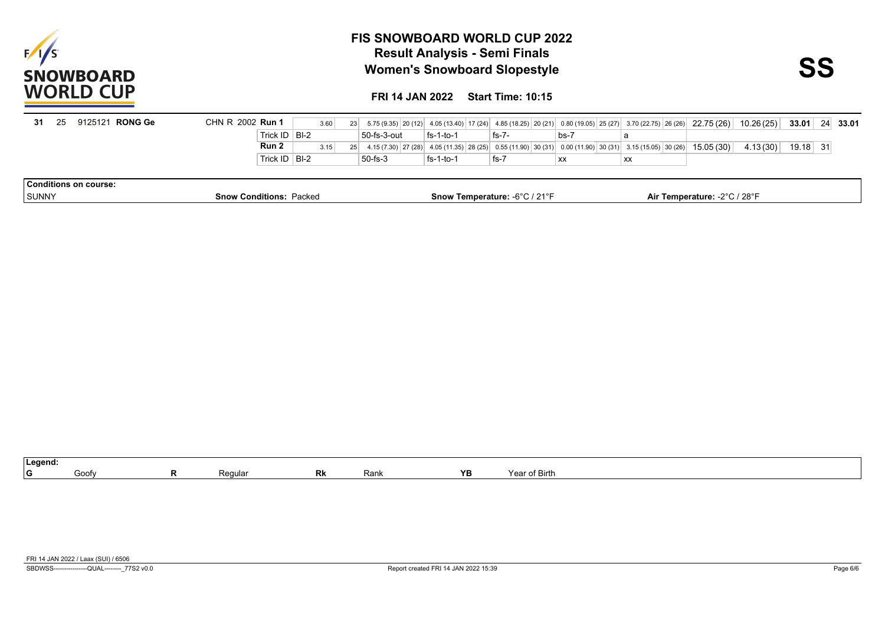# FIS SNOWBOARD WORLD CUP 2022

## Result Analysis - Semi Finals

## Women's Snowboard Slopestyle

**SS**

**FRI 14 JAN 2022 Start Time: 10:15**

| | | | | | | | | | | | | | | | | | | |
|---|---|---|---|---|---|---|---|---|---|---|---|---|---|---|---|---|---|---|
| **31** | 25 | 9125121 | **RONG Ge** | CHN | R | 2002 | **Run 1** | 3.60 | 23 | 5.75 (9.35) 20 (12) | 4.05 (13.40) 17 (24) | 4.85 (18.25) 20 (21) | 0.80 (19.05) 25 (27) | 3.70 (22.75) 26 (26) | 22.75 (26) | 10.26 (25) | **33.01** 24 | **33.01** |
| | | | | | | | Trick ID | BI-2 | | 50-fs-3-out | fs-1-to-1 | fs-7- | bs-7 | a | | | | |
| | | | | | | | **Run 2** | 3.15 | 25 | 4.15 (7.30) 27 (28) | 4.05 (11.35) 28 (25) | 0.55 (11.90) 30 (31) | 0.00 (11.90) 30 (31) | 3.15 (15.05) 30 (26) | 15.05 (30) | 4.13 (30) | 19.18 31 | |
| | | | | | | | Trick ID | BI-2 | | 50-fs-3 | fs-1-to-1 | fs-7 | xx | xx | | | | |

**Conditions on course:**

| | | | |
|---|---|---|---|
| SUNNY | **Snow Conditions:** Packed | **Snow Temperature:** -6°C / 21°F | **Air Temperature:** -2°C / 28°F |

**Legend:**

| | | | | | | | |
|---|---|---|---|---|---|---|---|
| **G** | Goofy | **R** | Regular | **Rk** | Rank | **YB** | Year of Birth |

FRI 14 JAN 2022 / Laax (SUI) / 6506

SBDWSS----------------QUAL--------_77S2 v0.0

Report created FRI 14 JAN 2022 15:39